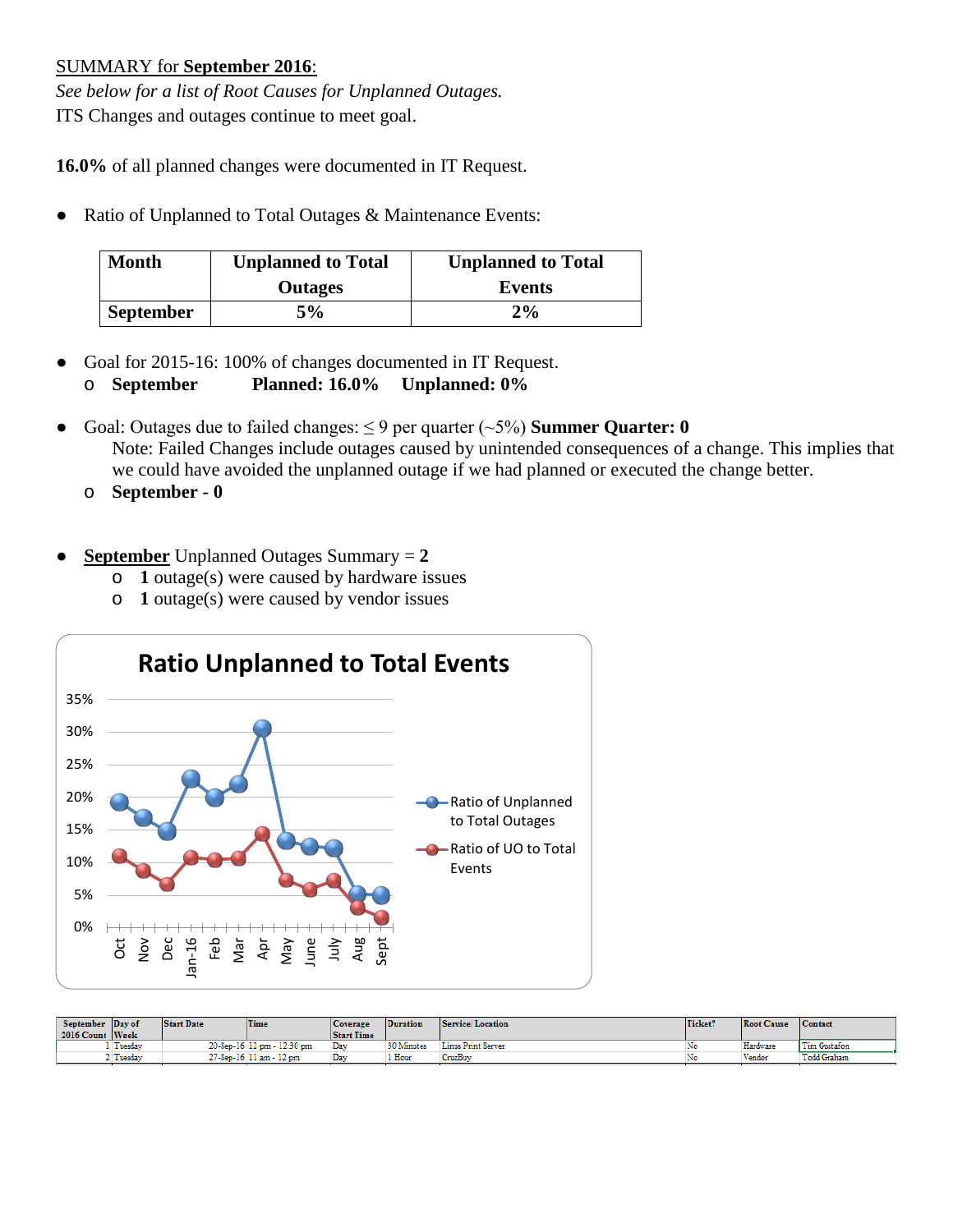SUMMARY for **September 2016**:

*See below for a list of Root Causes for Unplanned Outages.*

ITS Changes and outages continue to meet goal.

**16.0%** of all planned changes were documented in IT Request.

- Ratio of Unplanned to Total Outages & Maintenance Events:

| Month | Unplanned to Total Outages | Unplanned to Total Events |
|---|---|---|
| **September** | **5%** | **2%** |

- Goal for 2015-16: 100% of changes documented in IT Request.
  - **September** **Planned: 16.0%** **Unplanned: 0%**

- Goal: Outages due to failed changes: ≤ 9 per quarter (~5%) **Summer Quarter: 0**

  Note: Failed Changes include outages caused by unintended consequences of a change. This implies that we could have avoided the unplanned outage if we had planned or executed the change better.
  - **September - 0**

- **September** Unplanned Outages Summary = **2**
  - **1** outage(s) were caused by hardware issues
  - **1** outage(s) were caused by vendor issues

**Ratio Unplanned to Total Events**

| Month | Ratio of Unplanned to Total Outages | Ratio of UO to Total Events |
|---|---|---|
| Oct | ~19% | ~11% |
| Nov | ~17% | ~9% |
| Dec | ~15% | ~7% |
| Jan-16 | ~23% | ~11% |
| Feb | ~20% | ~10% |
| Mar | ~22% | ~11% |
| Apr | ~31% | ~14% |
| May | ~13% | ~7% |
| June | ~12% | ~6% |
| July | ~12% | ~7% |
| Aug | ~5% | ~3% |
| Sept | ~5% | ~2% |

| September 2016 Count | Day of Week | Start Date | Time | Coverage Start Time | Duration | Service/ Location | Ticket? | Root Cause | Contact |
|---|---|---|---|---|---|---|---|---|---|
| 1 | Tuesday | 20-Sep-16 | 12 pm - 12:30 pm | Day | 30 Minutes | Linux Print Server | No | Hardware | Tim Gustafson |
| 2 | Tuesday | 27-Sep-16 | 11 am - 12 pm | Day | 1 Hour | CruzBuy | No | Vendor | Todd Graham |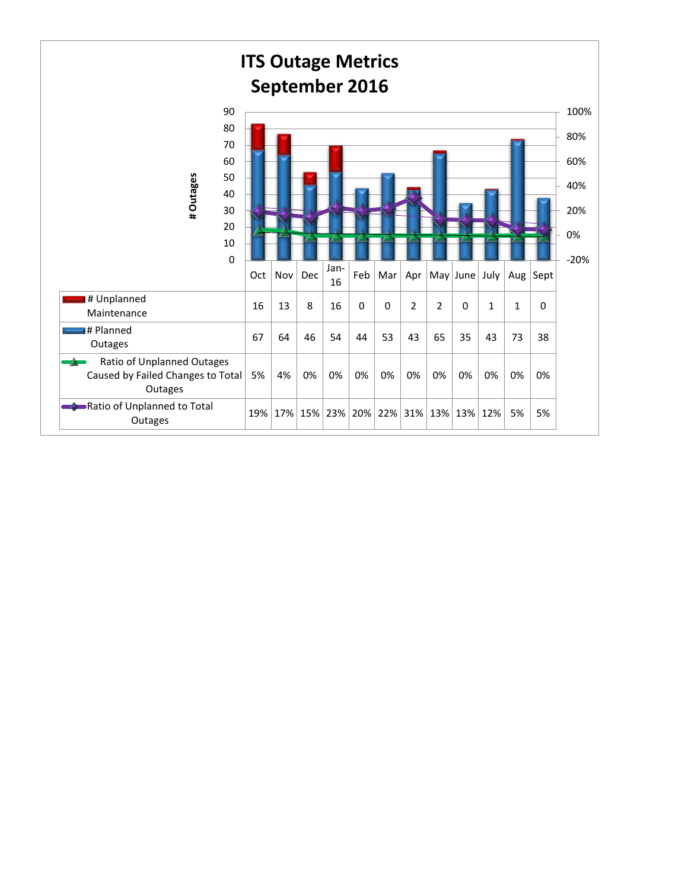# ITS Outage Metrics
## September 2016

| | Oct | Nov | Dec | Jan-16 | Feb | Mar | Apr | May | June | July | Aug | Sept |
|---|---|---|---|---|---|---|---|---|---|---|---|---|
| # Unplanned Maintenance | 16 | 13 | 8 | 16 | 0 | 0 | 2 | 2 | 0 | 1 | 1 | 0 |
| # Planned Outages | 67 | 64 | 46 | 54 | 44 | 53 | 43 | 65 | 35 | 43 | 73 | 38 |
| Ratio of Unplanned Outages Caused by Failed Changes to Total Outages | 5% | 4% | 0% | 0% | 0% | 0% | 0% | 0% | 0% | 0% | 0% | 0% |
| Ratio of Unplanned to Total Outages | 19% | 17% | 15% | 23% | 20% | 22% | 31% | 13% | 13% | 12% | 5% | 5% |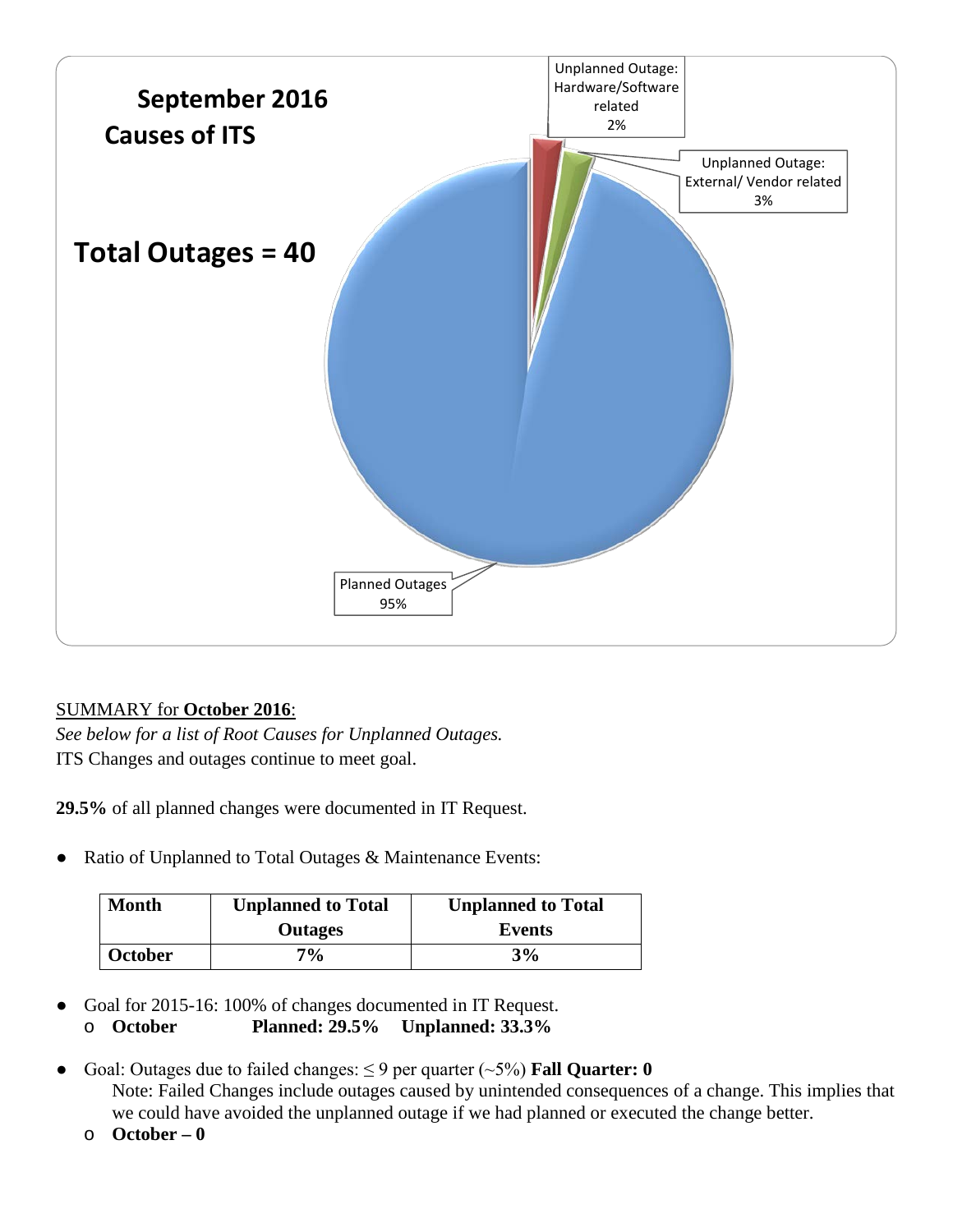**September 2016**
**Causes of ITS**

**Total Outages = 40**

Unplanned Outage: Hardware/Software related 2%

Unplanned Outage: External/ Vendor related 3%

Planned Outages 95%

SUMMARY for **October 2016**:

*See below for a list of Root Causes for Unplanned Outages.*

ITS Changes and outages continue to meet goal.

**29.5%** of all planned changes were documented in IT Request.

- Ratio of Unplanned to Total Outages & Maintenance Events:

| Month | Unplanned to Total Outages | Unplanned to Total Events |
|---|---|---|
| **October** | **7%** | **3%** |

- Goal for 2015-16: 100% of changes documented in IT Request.
  - **October Planned: 29.5% Unplanned: 33.3%**

- Goal: Outages due to failed changes: ≤ 9 per quarter (~5%) **Fall Quarter: 0**

  Note: Failed Changes include outages caused by unintended consequences of a change. This implies that we could have avoided the unplanned outage if we had planned or executed the change better.
  - **October – 0**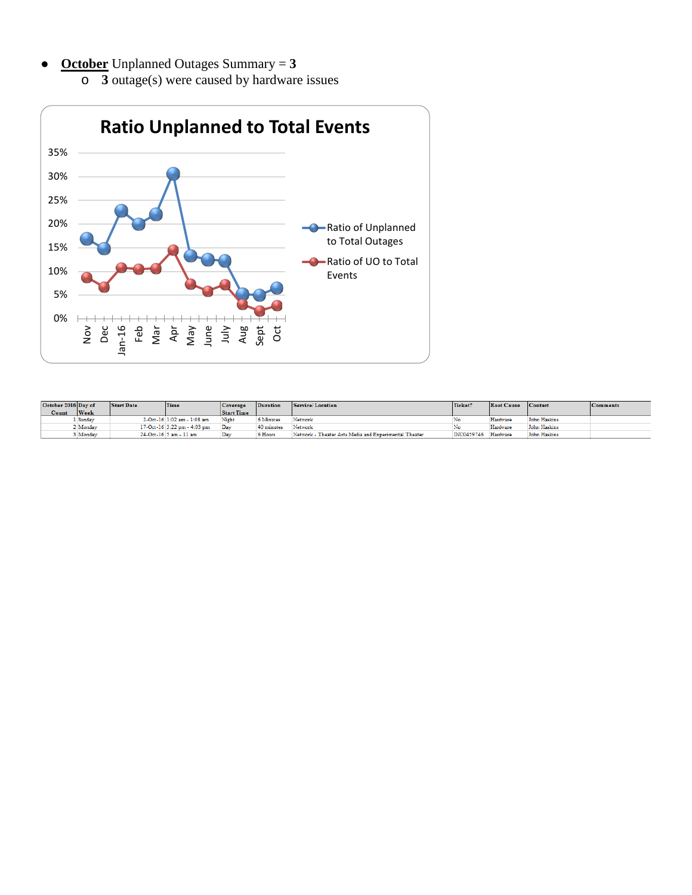- **October** Unplanned Outages Summary = **3**
  - **3** outage(s) were caused by hardware issues

**Ratio Unplanned to Total Events**

35%
30%
25%
20%
15%
10%
5%
0%

Nov Dec Jan-16 Feb Mar Apr May June July Aug Sept Oct

Ratio of Unplanned to Total Outages

Ratio of UO to Total Events

| October 2016 Count | Day of Week | Start Date | Time | Coverage Start Time | Duration | Service/ Location | Ticket? | Root Cause | Contact | Comments |
|---|---|---|---|---|---|---|---|---|---|---|
| 1 | Sunday | 2-Oct-16 | 1:02 am - 1:08 am | Night | 6 Minutes | Network | No | Hardware | John Haskins | |
| 2 | Monday | 17-Oct-16 | 3:22 pm - 4:03 pm | Day | 40 minutes | Network | No | Hardware | John Haskins | |
| 3 | Monday | 24-Oct-16 | 5 am - 11 am | Day | 6 Hours | Network - Theater Arts Media and Experimental Theater | INC0459746 | Hardware | John Haskins | |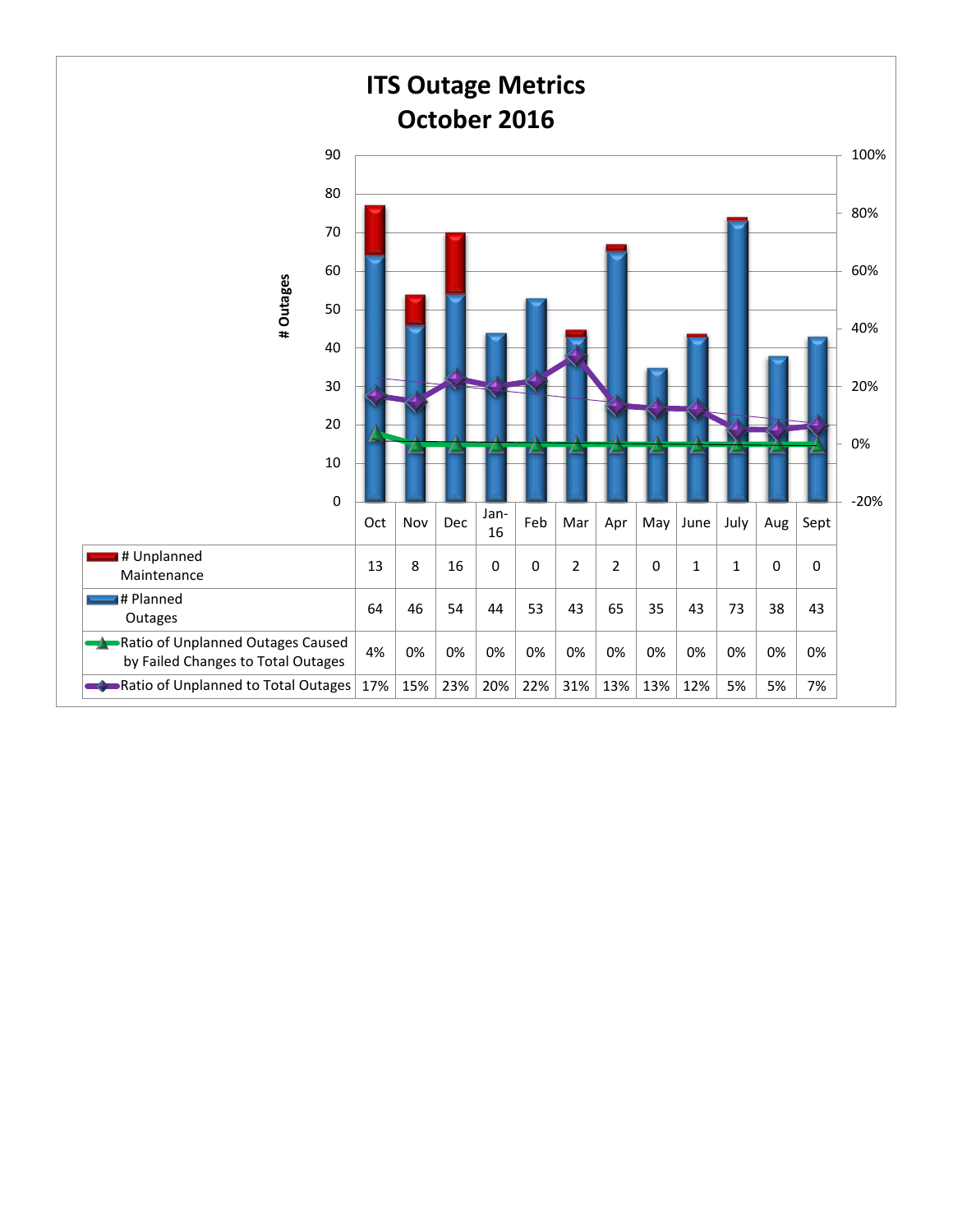# ITS Outage Metrics
## October 2016

| | Oct | Nov | Dec | Jan-16 | Feb | Mar | Apr | May | June | July | Aug | Sept |
|---|---|---|---|---|---|---|---|---|---|---|---|---|
| # Unplanned Maintenance | 13 | 8 | 16 | 0 | 0 | 2 | 2 | 0 | 1 | 1 | 0 | 0 |
| # Planned Outages | 64 | 46 | 54 | 44 | 53 | 43 | 65 | 35 | 43 | 73 | 38 | 43 |
| Ratio of Unplanned Outages Caused by Failed Changes to Total Outages | 4% | 0% | 0% | 0% | 0% | 0% | 0% | 0% | 0% | 0% | 0% | 0% |
| Ratio of Unplanned to Total Outages | 17% | 15% | 23% | 20% | 22% | 31% | 13% | 13% | 12% | 5% | 5% | 7% |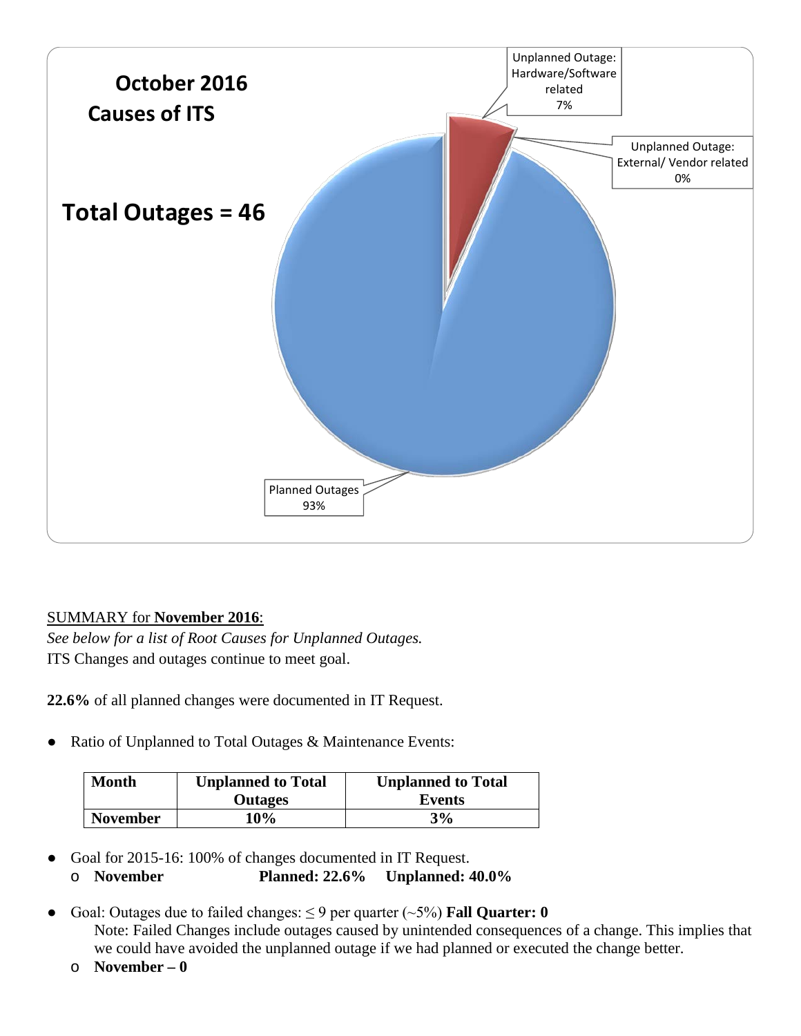**October 2016**

**Causes of ITS**

**Total Outages = 46**

Unplanned Outage: Hardware/Software related 7%

Unplanned Outage: External/ Vendor related 0%

Planned Outages 93%

SUMMARY for **November 2016**:

*See below for a list of Root Causes for Unplanned Outages.*

ITS Changes and outages continue to meet goal.

**22.6%** of all planned changes were documented in IT Request.

- Ratio of Unplanned to Total Outages & Maintenance Events:

| Month | Unplanned to Total Outages | Unplanned to Total Events |
|---|---|---|
| **November** | **10%** | **3%** |

- Goal for 2015-16: 100% of changes documented in IT Request.
  - **November** **Planned: 22.6%** **Unplanned: 40.0%**

- Goal: Outages due to failed changes: ≤ 9 per quarter (~5%) **Fall Quarter: 0**

  Note: Failed Changes include outages caused by unintended consequences of a change. This implies that we could have avoided the unplanned outage if we had planned or executed the change better.
  - **November – 0**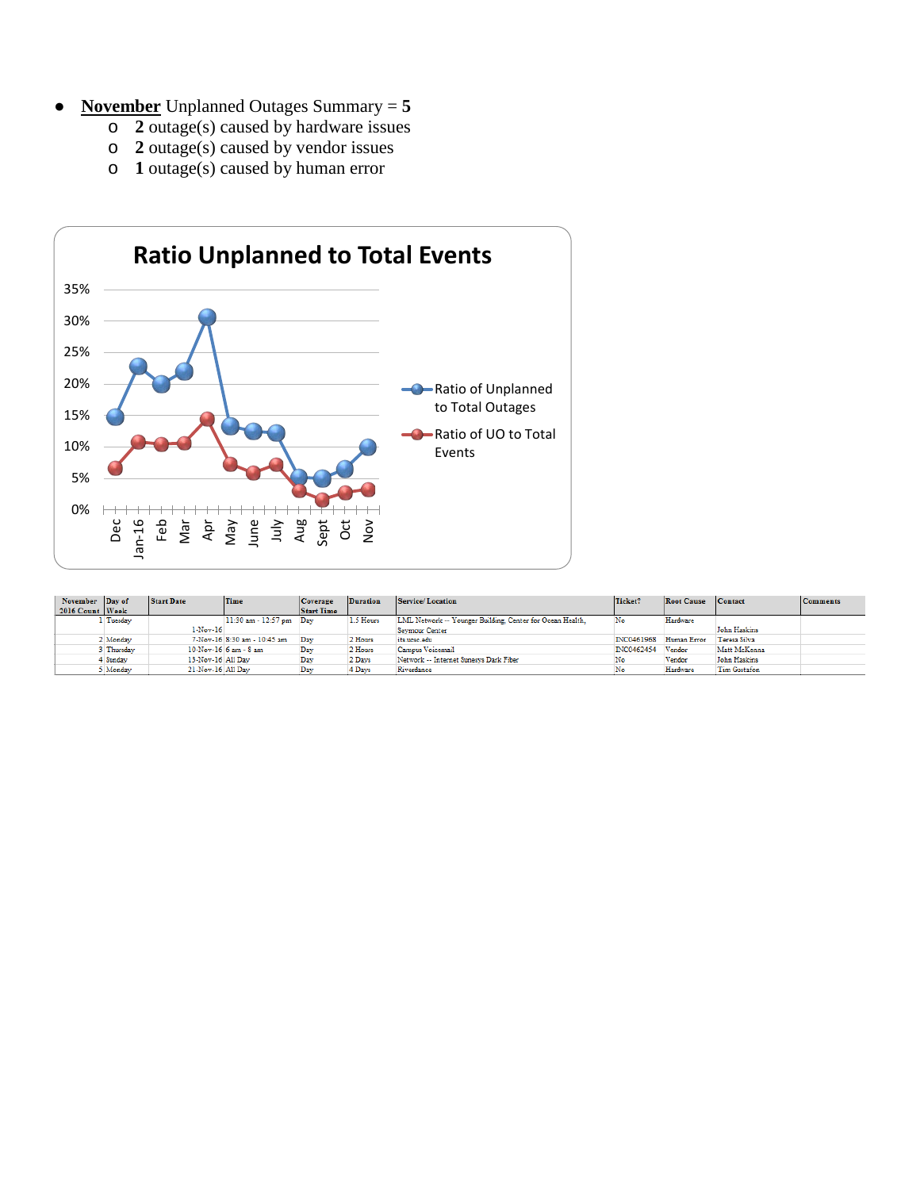- **<u>November</u>** Unplanned Outages Summary = **5**
  - **2** outage(s) caused by hardware issues
  - **2** outage(s) caused by vendor issues
  - **1** outage(s) caused by human error

**Ratio Unplanned to Total Events**

Legend: Ratio of Unplanned to Total Outages; Ratio of UO to Total Events

Months: Dec, Jan-16, Feb, Mar, Apr, May, June, July, Aug, Sept, Oct, Nov

| November 2016 Count | Day of Week | Start Date | Time | Coverage Start Time | Duration | Service/ Location | Ticket? | Root Cause | Contact | Comments |
|---|---|---|---|---|---|---|---|---|---|---|
| 1 | Tuesday | 1-Nov-16 | 11:30 am - 12:57 pm | Day | 1.5 Hours | LML Network -- Younger Building, Center for Ocean Health, Seymour Center | No | Hardware | John Haskins | |
| 2 | Monday | 7-Nov-16 | 8:30 am - 10:45 am | Day | 2 Hours | its.ucsc.edu | INC0461968 | Human Error | Teresa Silva | |
| 3 | Thursday | 10-Nov-16 | 6 am - 8 am | Day | 2 Hours | Campus Voicemail | INC0462454 | Vendor | Matt McKenna | |
| 4 | Sunday | 13-Nov-16 | All Day | Day | 2 Days | Network -- Internet Sunesys Dark Fiber | No | Vendor | John Haskins | |
| 5 | Monday | 21-Nov-16 | All Day | Day | 4 Days | Riverdance | No | Hardware | Tim Gustafson | |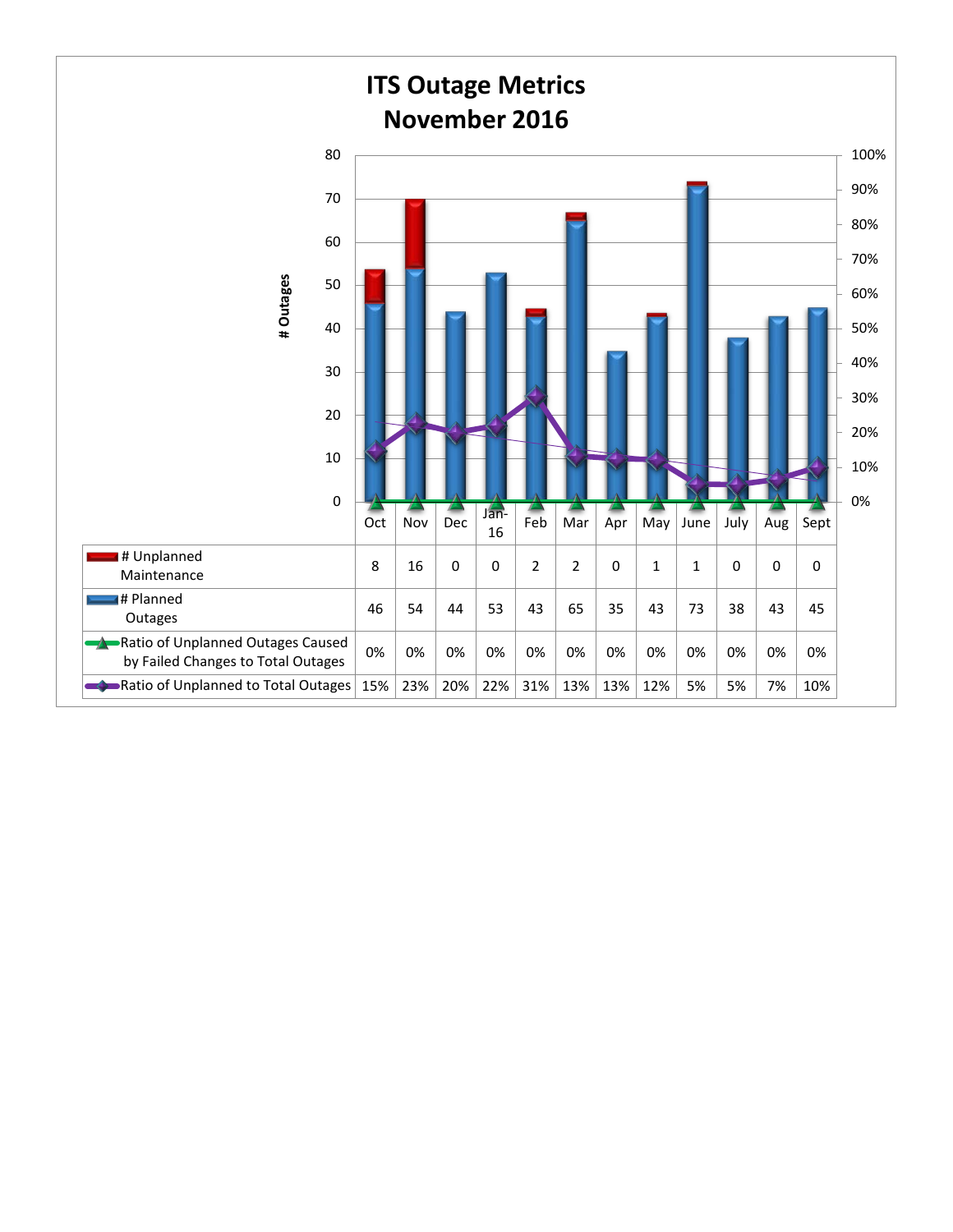# ITS Outage Metrics
# November 2016

| | Oct | Nov | Dec | Jan-16 | Feb | Mar | Apr | May | June | July | Aug | Sept |
|---|---|---|---|---|---|---|---|---|---|---|---|---|
| # Unplanned Maintenance | 8 | 16 | 0 | 0 | 2 | 2 | 0 | 1 | 1 | 0 | 0 | 0 |
| # Planned Outages | 46 | 54 | 44 | 53 | 43 | 65 | 35 | 43 | 73 | 38 | 43 | 45 |
| Ratio of Unplanned Outages Caused by Failed Changes to Total Outages | 0% | 0% | 0% | 0% | 0% | 0% | 0% | 0% | 0% | 0% | 0% | 0% |
| Ratio of Unplanned to Total Outages | 15% | 23% | 20% | 22% | 31% | 13% | 13% | 12% | 5% | 5% | 7% | 10% |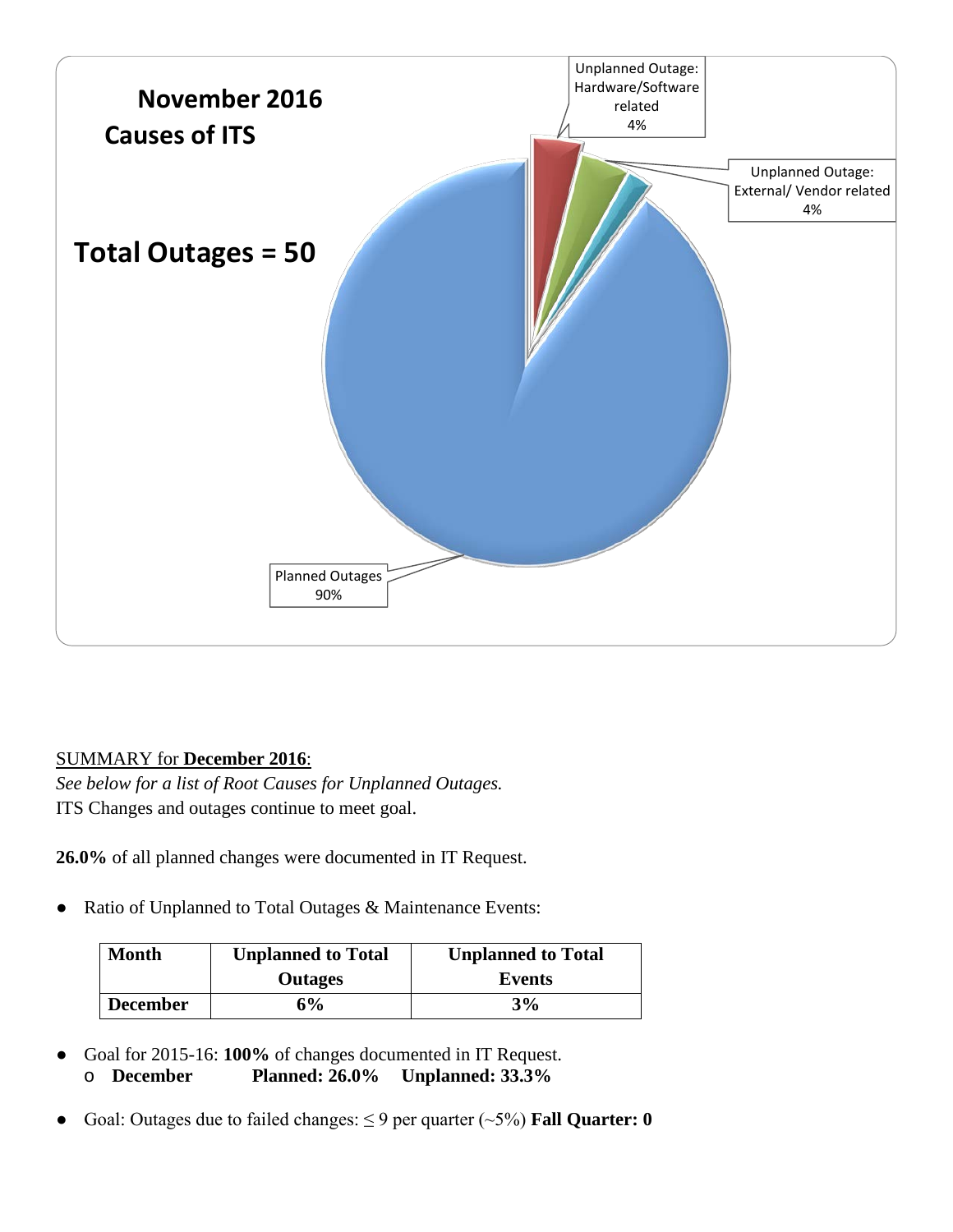**November 2016**
**Causes of ITS**

**Total Outages = 50**

Unplanned Outage: Hardware/Software related 4%

Unplanned Outage: External/ Vendor related 4%

Planned Outages 90%

SUMMARY for **December 2016**:
*See below for a list of Root Causes for Unplanned Outages.*
ITS Changes and outages continue to meet goal.

**26.0%** of all planned changes were documented in IT Request.

- Ratio of Unplanned to Total Outages & Maintenance Events:

| Month | Unplanned to Total Outages | Unplanned to Total Events |
|---|---|---|
| **December** | **6%** | **3%** |

- Goal for 2015-16: **100%** of changes documented in IT Request.
    - **December** **Planned: 26.0%** **Unplanned: 33.3%**

- Goal: Outages due to failed changes: ≤ 9 per quarter (~5%) **Fall Quarter: 0**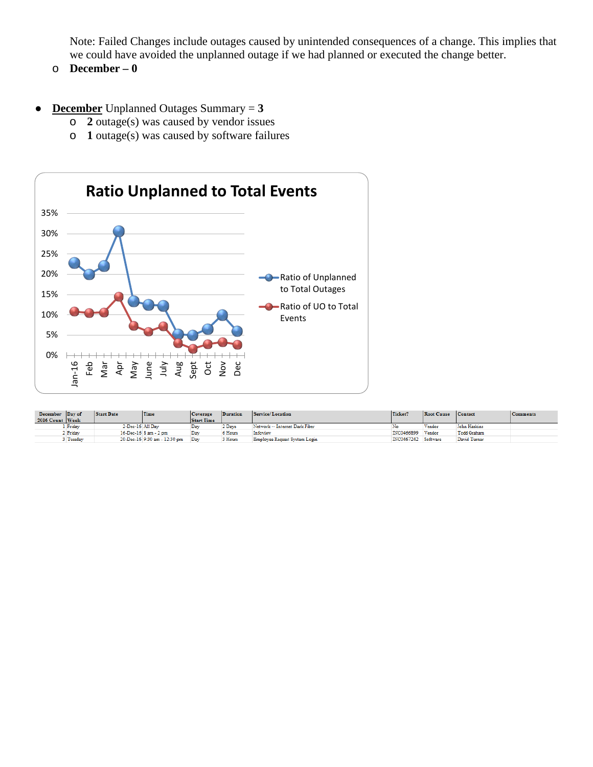Note: Failed Changes include outages caused by unintended consequences of a change. This implies that we could have avoided the unplanned outage if we had planned or executed the change better.

- **December – 0**

- **December** Unplanned Outages Summary = **3**
  - **2** outage(s) was caused by vendor issues
  - **1** outage(s) was caused by software failures

**Ratio Unplanned to Total Events**

| | Jan-16 | Feb | Mar | Apr | May | June | July | Aug | Sept | Oct | Nov | Dec |
|---|---|---|---|---|---|---|---|---|---|---|---|---|
| Ratio of Unplanned to Total Outages | ~23% | ~20% | ~22% | ~31% | ~13% | ~12% | ~12% | ~5% | ~5% | ~6% | ~10% | ~6% |
| Ratio of UO to Total Events | ~11% | ~10% | ~11% | ~14% | ~7% | ~6% | ~7% | ~3% | ~2% | ~3% | ~3% | ~3% |

| December 2016 Count | Day of Week | Start Date | Time | Coverage Start Time | Duration | Service/ Location | Ticket? | Root Cause | Contact | Comments |
|---|---|---|---|---|---|---|---|---|---|---|
| 1 | Friday | 2-Dec-16 | All Day | Day | 2 Days | Network -- Internet Dark Fiber | No | Vendor | John Haskins | |
| 2 | Friday | 16-Dec-16 | 8 am - 2 pm | Day | 6 Hours | Infoview | INC0466899 | Vendor | Todd Graham | |
| 3 | Tuesday | 20-Dec-16 | 9:30 am - 12:30 pm | Day | 3 Hours | Employee Request System Login | INC0467242 | Software | David Turner | |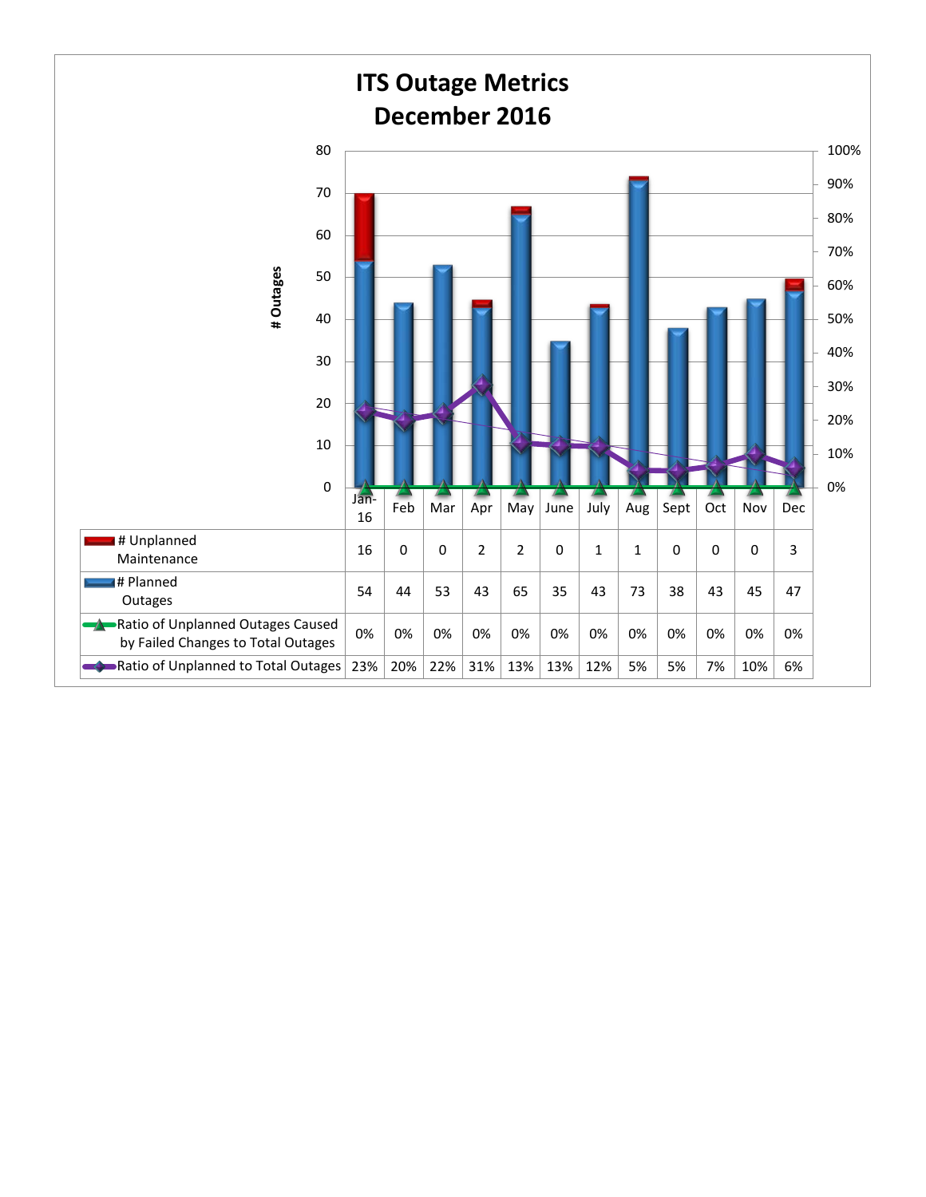# ITS Outage Metrics
## December 2016

| | Jan-16 | Feb | Mar | Apr | May | June | July | Aug | Sept | Oct | Nov | Dec |
|---|---|---|---|---|---|---|---|---|---|---|---|---|
| # Unplanned Maintenance | 16 | 0 | 0 | 2 | 2 | 0 | 1 | 1 | 0 | 0 | 0 | 3 |
| # Planned Outages | 54 | 44 | 53 | 43 | 65 | 35 | 43 | 73 | 38 | 43 | 45 | 47 |
| Ratio of Unplanned Outages Caused by Failed Changes to Total Outages | 0% | 0% | 0% | 0% | 0% | 0% | 0% | 0% | 0% | 0% | 0% | 0% |
| Ratio of Unplanned to Total Outages | 23% | 20% | 22% | 31% | 13% | 13% | 12% | 5% | 5% | 7% | 10% | 6% |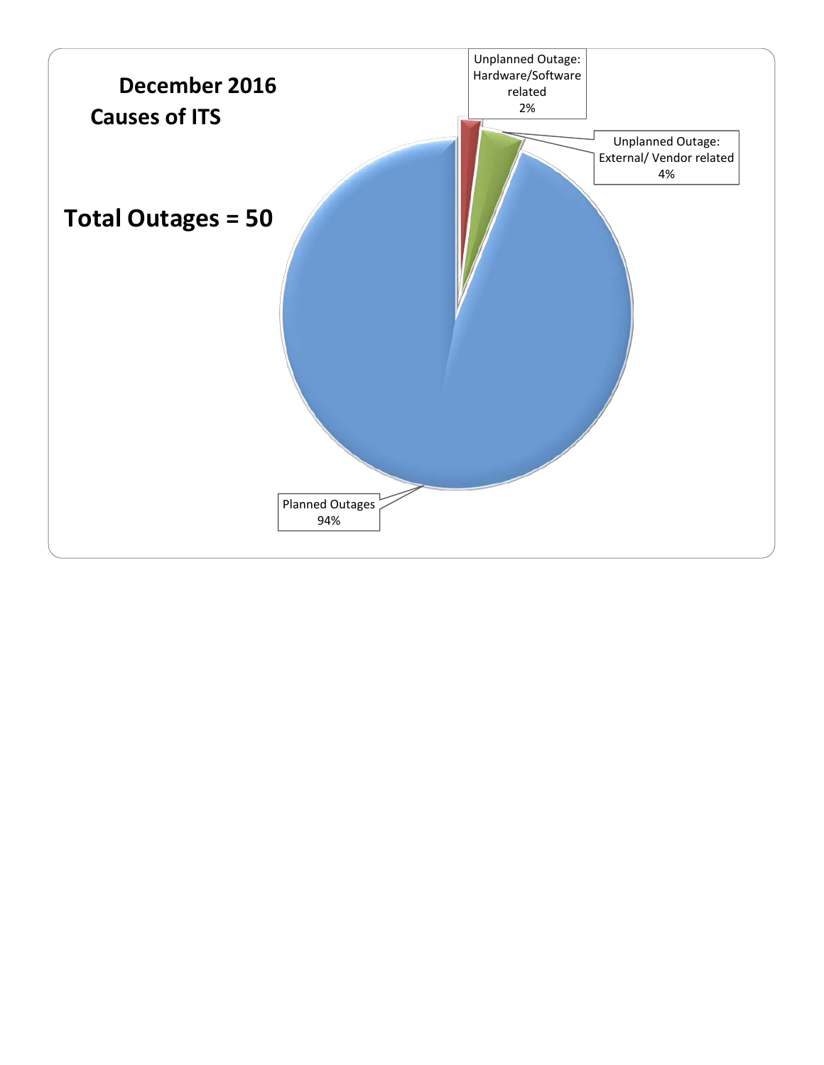**December 2016**

**Causes of ITS**

**Total Outages = 50**

Unplanned Outage: Hardware/Software related
2%

Unplanned Outage: External/ Vendor related
4%

Planned Outages
94%